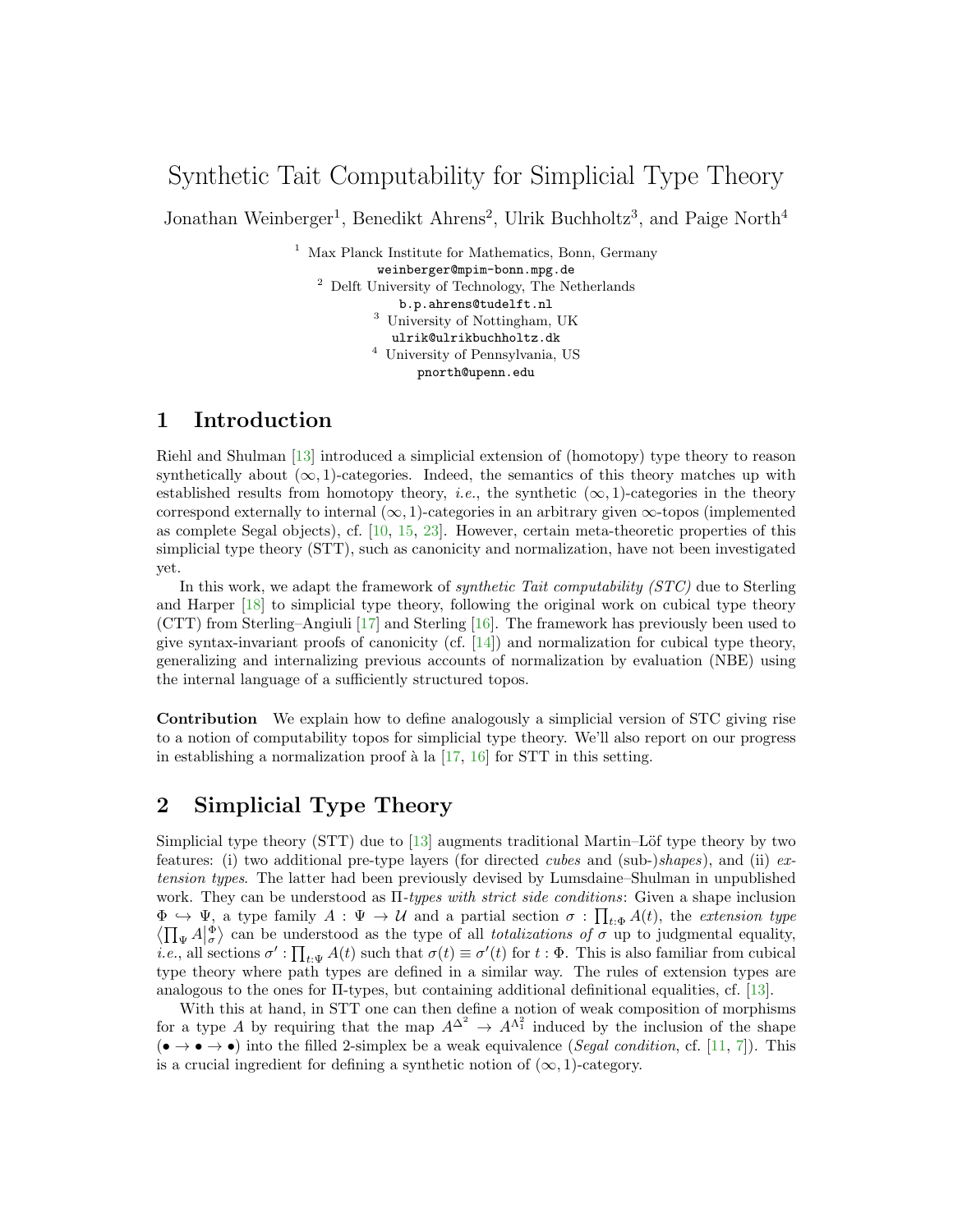# Synthetic Tait Computability for Simplicial Type Theory

Jonathan Weinberger[1], Benedikt Ahrens[2], Ulrik Buchholtz[3], and Paige North[4]

[1] Max Planck Institute for Mathematics, Bonn, Germany
weinberger@mpim-bonn.mpg.de

[2] Delft University of Technology, The Netherlands
b.p.ahrens@tudelft.nl

[3] University of Nottingham, UK
ulrik@ulrikbuchholtz.dk

[4] University of Pennsylvania, US
pnorth@upenn.edu

## 1 Introduction

Riehl and Shulman [13] introduced a simplicial extension of (homotopy) type theory to reason synthetically about $(\infty, 1)$-categories. Indeed, the semantics of this theory matches up with established results from homotopy theory, *i.e.*, the synthetic $(\infty, 1)$-categories in the theory correspond externally to internal $(\infty, 1)$-categories in an arbitrary given $\infty$-topos (implemented as complete Segal objects), cf. [10, 15, 23]. However, certain meta-theoretic properties of this simplicial type theory (STT), such as canonicity and normalization, have not been investigated yet.

In this work, we adapt the framework of *synthetic Tait computability (STC)* due to Sterling and Harper [18] to simplicial type theory, following the original work on cubical type theory (CTT) from Sterling–Angiuli [17] and Sterling [16]. The framework has previously been used to give syntax-invariant proofs of canonicity (cf. [14]) and normalization for cubical type theory, generalizing and internalizing previous accounts of normalization by evaluation (NBE) using the internal language of a sufficiently structured topos.

**Contribution** We explain how to define analogously a simplicial version of STC giving rise to a notion of computability topos for simplicial type theory. We'll also report on our progress in establishing a normalization proof à la [17, 16] for STT in this setting.

## 2 Simplicial Type Theory

Simplicial type theory (STT) due to [13] augments traditional Martin–Löf type theory by two features: (i) two additional pre-type layers (for directed *cubes* and (sub-)*shapes*), and (ii) *extension types*. The latter had been previously devised by Lumsdaine–Shulman in unpublished work. They can be understood as Π*-types with strict side conditions*: Given a shape inclusion $\Phi \hookrightarrow \Psi$, a type family $A : \Psi \to \mathcal{U}$ and a partial section $\sigma : \prod_{t:\Phi} A(t)$, the *extension type* $\left\langle \prod_\Psi A \middle|^{\Phi}_{\sigma} \right\rangle$ can be understood as the type of all *totalizations of* $\sigma$ up to judgmental equality, *i.e.*, all sections $\sigma' : \prod_{t:\Psi} A(t)$ such that $\sigma(t) \equiv \sigma'(t)$ for $t : \Phi$. This is also familiar from cubical type theory where path types are defined in a similar way. The rules of extension types are analogous to the ones for Π-types, but containing additional definitional equalities, cf. [13].

With this at hand, in STT one can then define a notion of weak composition of morphisms for a type $A$ by requiring that the map $A^{\Delta^2} \to A^{\Lambda^2_1}$ induced by the inclusion of the shape $(\bullet \to \bullet \to \bullet)$ into the filled 2-simplex be a weak equivalence (*Segal condition*, cf. [11, 7]). This is a crucial ingredient for defining a synthetic notion of $(\infty, 1)$-category.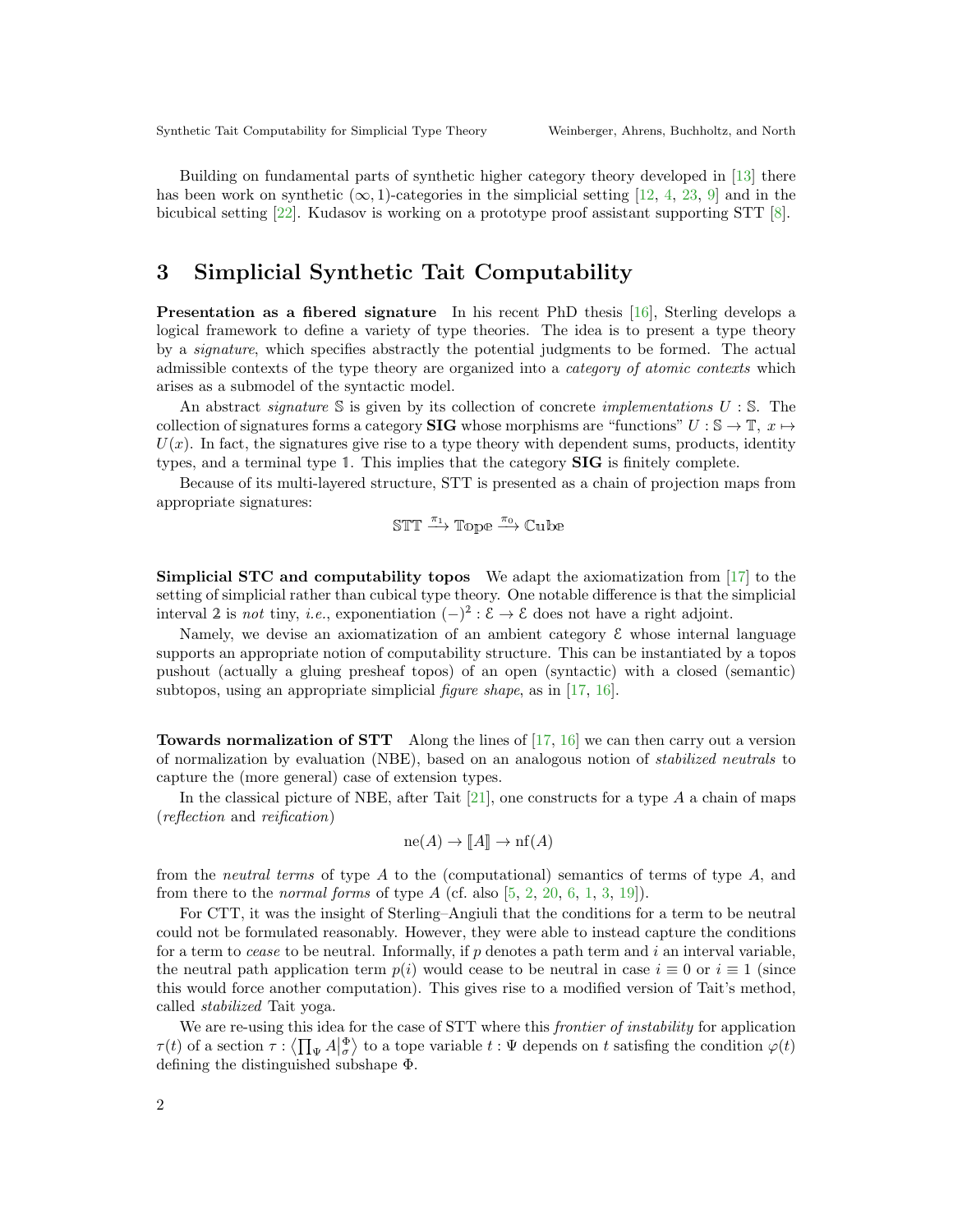Building on fundamental parts of synthetic higher category theory developed in [13] there has been work on synthetic $(\infty, 1)$-categories in the simplicial setting [12, 4, 23, 9] and in the bicubical setting [22]. Kudasov is working on a prototype proof assistant supporting STT [8].

## 3 Simplicial Synthetic Tait Computability

**Presentation as a fibered signature** In his recent PhD thesis [16], Sterling develops a logical framework to define a variety of type theories. The idea is to present a type theory by a *signature*, which specifies abstractly the potential judgments to be formed. The actual admissible contexts of the type theory are organized into a *category of atomic contexts* which arises as a submodel of the syntactic model.

An abstract *signature* $\mathbb{S}$ is given by its collection of concrete *implementations* $U : \mathbb{S}$. The collection of signatures forms a category **SIG** whose morphisms are "functions" $U : \mathbb{S} \to \mathbb{T}$, $x \mapsto U(x)$. In fact, the signatures give rise to a type theory with dependent sums, products, identity types, and a terminal type $\mathbb{1}$. This implies that the category **SIG** is finitely complete.

Because of its multi-layered structure, STT is presented as a chain of projection maps from appropriate signatures:

$$\mathbb{STT} \xrightarrow{\pi_1} \mathbb{Tope} \xrightarrow{\pi_0} \mathbb{Cube}$$

**Simplicial STC and computability topos** We adapt the axiomatization from [17] to the setting of simplicial rather than cubical type theory. One notable difference is that the simplicial interval $\mathbb{2}$ is *not* tiny, *i.e.*, exponentiation $(-)^{\mathbb{2}} : \mathcal{E} \to \mathcal{E}$ does not have a right adjoint.

Namely, we devise an axiomatization of an ambient category $\mathcal{E}$ whose internal language supports an appropriate notion of computability structure. This can be instantiated by a topos pushout (actually a gluing presheaf topos) of an open (syntactic) with a closed (semantic) subtopos, using an appropriate simplicial *figure shape*, as in [17, 16].

**Towards normalization of STT** Along the lines of [17, 16] we can then carry out a version of normalization by evaluation (NBE), based on an analogous notion of *stabilized neutrals* to capture the (more general) case of extension types.

In the classical picture of NBE, after Tait [21], one constructs for a type $A$ a chain of maps (*reflection* and *reification*)

$$\mathrm{ne}(A) \to [\![A]\!] \to \mathrm{nf}(A)$$

from the *neutral terms* of type $A$ to the (computational) semantics of terms of type $A$, and from there to the *normal forms* of type $A$ (cf. also [5, 2, 20, 6, 1, 3, 19]).

For CTT, it was the insight of Sterling–Angiuli that the conditions for a term to be neutral could not be formulated reasonably. However, they were able to instead capture the conditions for a term to *cease* to be neutral. Informally, if $p$ denotes a path term and $i$ an interval variable, the neutral path application term $p(i)$ would cease to be neutral in case $i \equiv 0$ or $i \equiv 1$ (since this would force another computation). This gives rise to a modified version of Tait's method, called *stabilized* Tait yoga.

We are re-using this idea for the case of STT where this *frontier of instability* for application $\tau(t)$ of a section $\tau : \left\langle \prod_{\Psi} A \middle|^{\Phi}_{\sigma} \right\rangle$ to a tope variable $t : \Psi$ depends on $t$ satisfing the condition $\varphi(t)$ defining the distinguished subshape $\Phi$.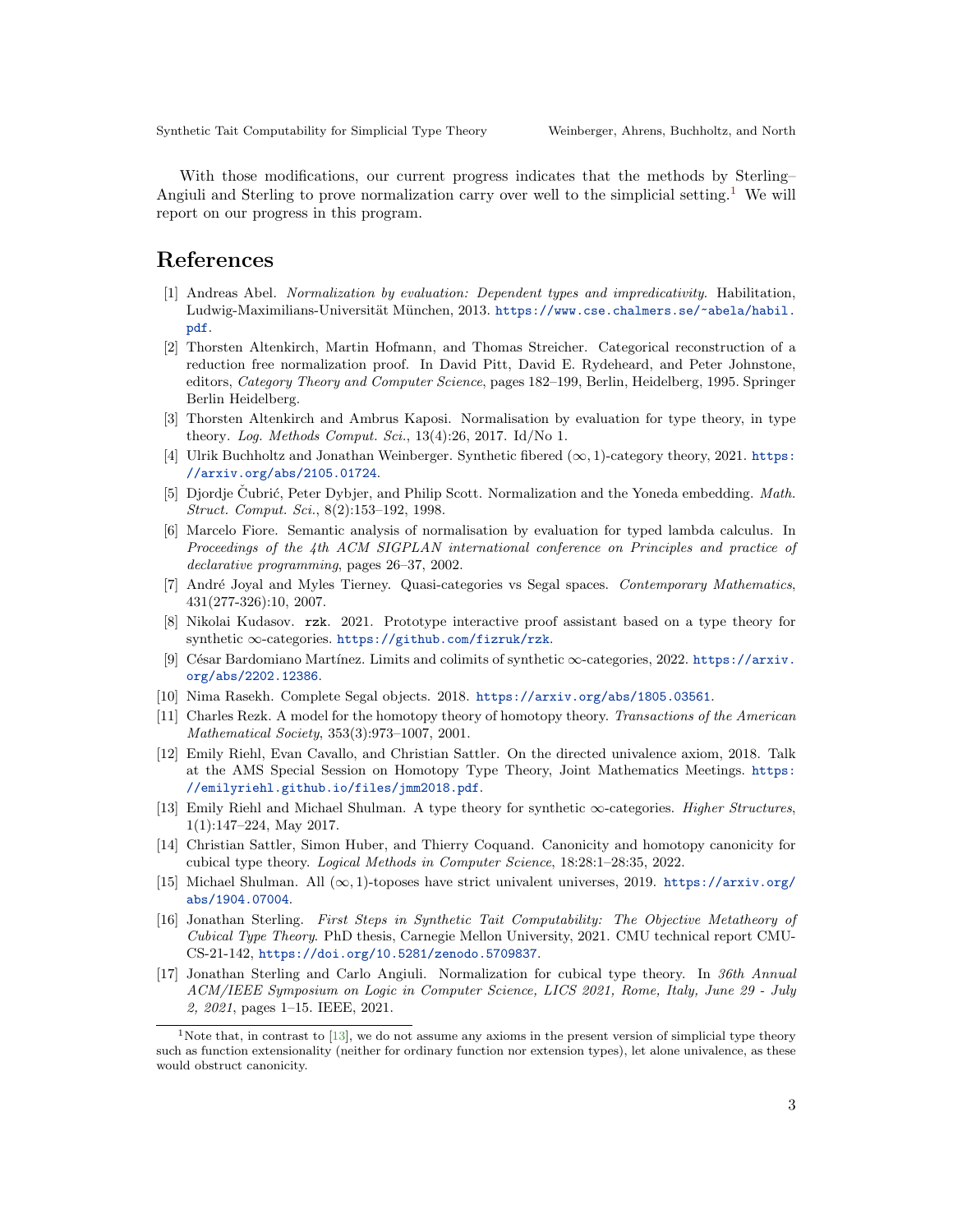With those modifications, our current progress indicates that the methods by Sterling–Angiuli and Sterling to prove normalization carry over well to the simplicial setting.[1] We will report on our progress in this program.

# References

[1] Andreas Abel. *Normalization by evaluation: Dependent types and impredicativity*. Habilitation, Ludwig-Maximilians-Universität München, 2013. https://www.cse.chalmers.se/~abela/habil.pdf.

[2] Thorsten Altenkirch, Martin Hofmann, and Thomas Streicher. Categorical reconstruction of a reduction free normalization proof. In David Pitt, David E. Rydeheard, and Peter Johnstone, editors, *Category Theory and Computer Science*, pages 182–199, Berlin, Heidelberg, 1995. Springer Berlin Heidelberg.

[3] Thorsten Altenkirch and Ambrus Kaposi. Normalisation by evaluation for type theory, in type theory. *Log. Methods Comput. Sci.*, 13(4):26, 2017. Id/No 1.

[4] Ulrik Buchholtz and Jonathan Weinberger. Synthetic fibered $(\infty, 1)$-category theory, 2021. https://arxiv.org/abs/2105.01724.

[5] Djordje Čubrić, Peter Dybjer, and Philip Scott. Normalization and the Yoneda embedding. *Math. Struct. Comput. Sci.*, 8(2):153–192, 1998.

[6] Marcelo Fiore. Semantic analysis of normalisation by evaluation for typed lambda calculus. In *Proceedings of the 4th ACM SIGPLAN international conference on Principles and practice of declarative programming*, pages 26–37, 2002.

[7] André Joyal and Myles Tierney. Quasi-categories vs Segal spaces. *Contemporary Mathematics*, 431(277-326):10, 2007.

[8] Nikolai Kudasov. `rzk`. 2021. Prototype interactive proof assistant based on a type theory for synthetic $\infty$-categories. https://github.com/fizruk/rzk.

[9] César Bardomiano Martínez. Limits and colimits of synthetic $\infty$-categories, 2022. https://arxiv.org/abs/2202.12386.

[10] Nima Rasekh. Complete Segal objects. 2018. https://arxiv.org/abs/1805.03561.

[11] Charles Rezk. A model for the homotopy theory of homotopy theory. *Transactions of the American Mathematical Society*, 353(3):973–1007, 2001.

[12] Emily Riehl, Evan Cavallo, and Christian Sattler. On the directed univalence axiom, 2018. Talk at the AMS Special Session on Homotopy Type Theory, Joint Mathematics Meetings. https://emilyriehl.github.io/files/jmm2018.pdf.

[13] Emily Riehl and Michael Shulman. A type theory for synthetic $\infty$-categories. *Higher Structures*, 1(1):147–224, May 2017.

[14] Christian Sattler, Simon Huber, and Thierry Coquand. Canonicity and homotopy canonicity for cubical type theory. *Logical Methods in Computer Science*, 18:28:1–28:35, 2022.

[15] Michael Shulman. All $(\infty, 1)$-toposes have strict univalent universes, 2019. https://arxiv.org/abs/1904.07004.

[16] Jonathan Sterling. *First Steps in Synthetic Tait Computability: The Objective Metatheory of Cubical Type Theory*. PhD thesis, Carnegie Mellon University, 2021. CMU technical report CMU-CS-21-142, https://doi.org/10.5281/zenodo.5709837.

[17] Jonathan Sterling and Carlo Angiuli. Normalization for cubical type theory. In *36th Annual ACM/IEEE Symposium on Logic in Computer Science, LICS 2021, Rome, Italy, June 29 - July 2, 2021*, pages 1–15. IEEE, 2021.

[1] Note that, in contrast to [13], we do not assume any axioms in the present version of simplicial type theory such as function extensionality (neither for ordinary function nor extension types), let alone univalence, as these would obstruct canonicity.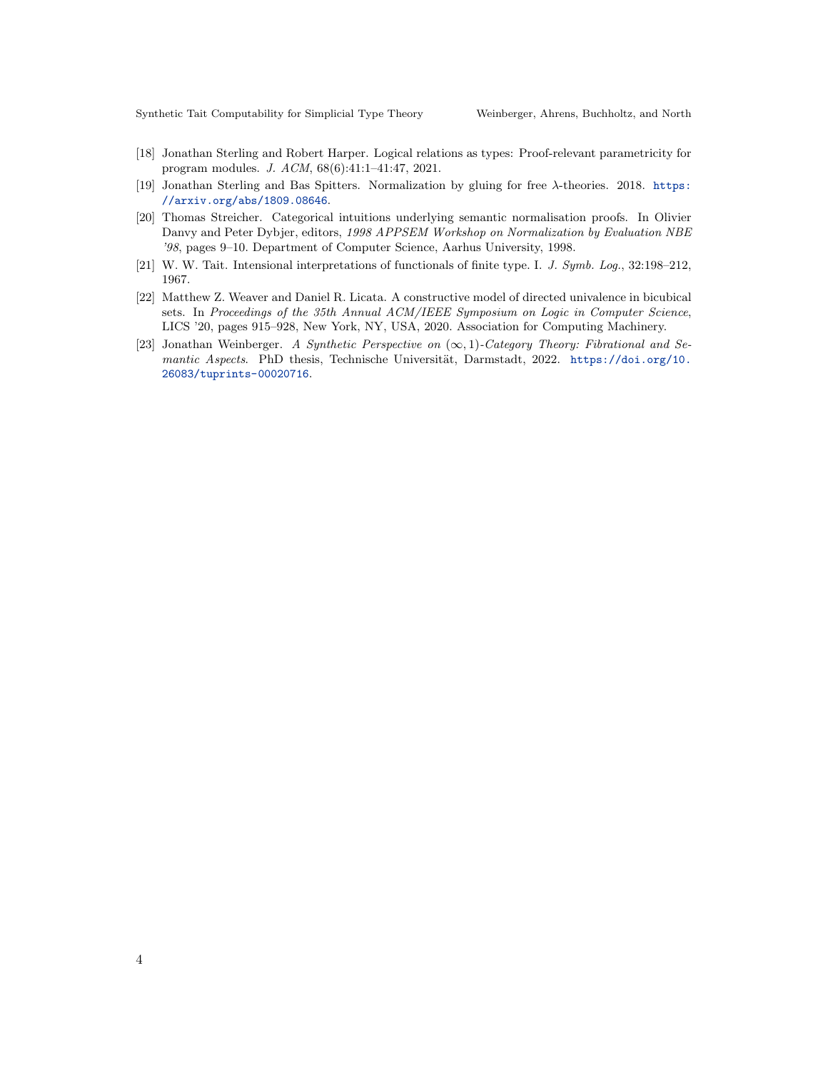[18] Jonathan Sterling and Robert Harper. Logical relations as types: Proof-relevant parametricity for program modules. *J. ACM*, 68(6):41:1–41:47, 2021.

[19] Jonathan Sterling and Bas Spitters. Normalization by gluing for free $\lambda$-theories. 2018. https://arxiv.org/abs/1809.08646.

[20] Thomas Streicher. Categorical intuitions underlying semantic normalisation proofs. In Olivier Danvy and Peter Dybjer, editors, *1998 APPSEM Workshop on Normalization by Evaluation NBE '98*, pages 9–10. Department of Computer Science, Aarhus University, 1998.

[21] W. W. Tait. Intensional interpretations of functionals of finite type. I. *J. Symb. Log.*, 32:198–212, 1967.

[22] Matthew Z. Weaver and Daniel R. Licata. A constructive model of directed univalence in bicubical sets. In *Proceedings of the 35th Annual ACM/IEEE Symposium on Logic in Computer Science*, LICS '20, pages 915–928, New York, NY, USA, 2020. Association for Computing Machinery.

[23] Jonathan Weinberger. *A Synthetic Perspective on $(\infty, 1)$-Category Theory: Fibrational and Semantic Aspects*. PhD thesis, Technische Universität, Darmstadt, 2022. https://doi.org/10.26083/tuprints-00020716.